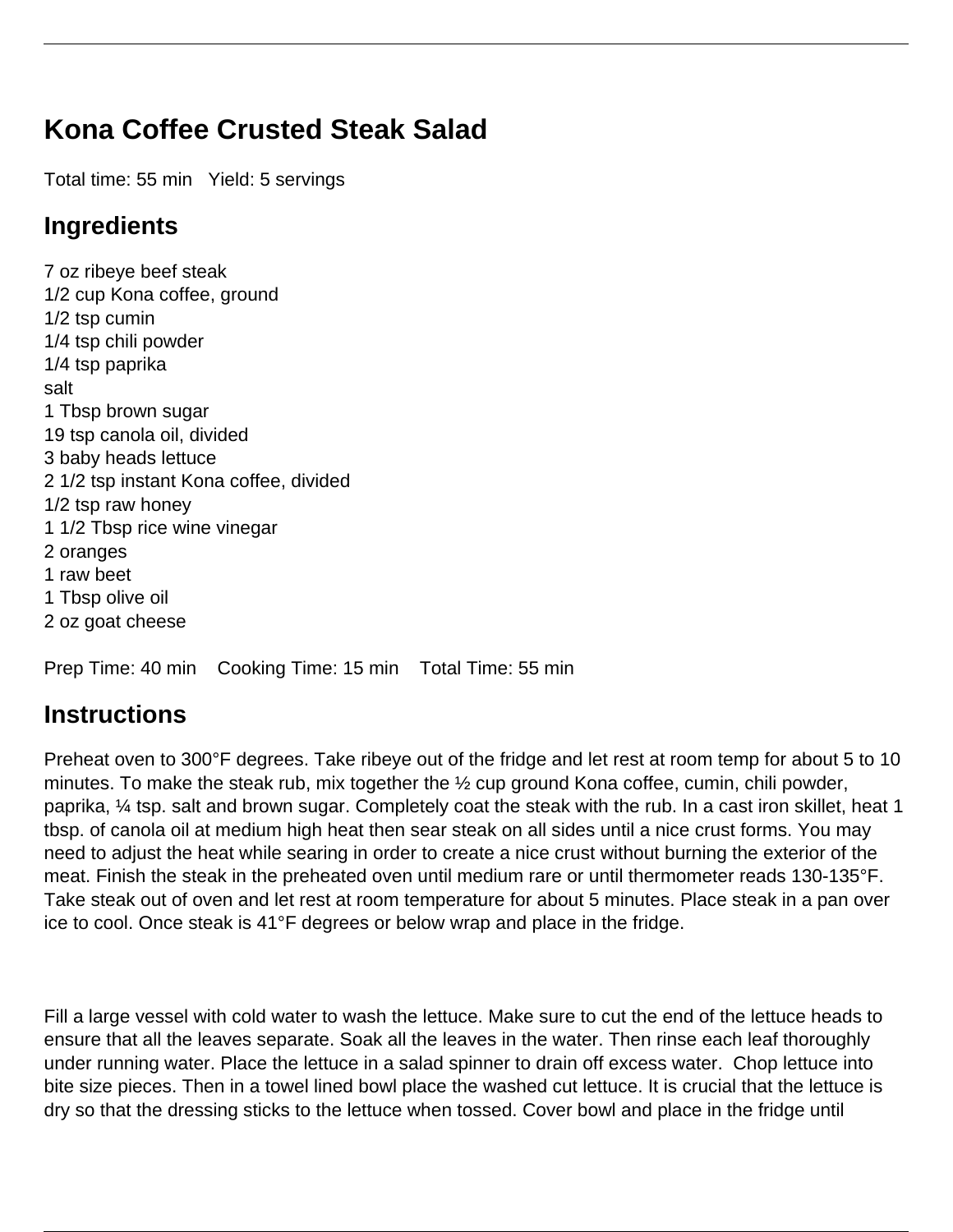# Kona Coffee Crusted Steak Salad

Total time: 55 min   Yield: 5 servings

## Ingredients

7 oz ribeye beef steak
1/2 cup Kona coffee, ground
1/2 tsp cumin
1/4 tsp chili powder
1/4 tsp paprika
salt
1 Tbsp brown sugar
19 tsp canola oil, divided
3 baby heads lettuce
2 1/2 tsp instant Kona coffee, divided
1/2 tsp raw honey
1 1/2 Tbsp rice wine vinegar
2 oranges
1 raw beet
1 Tbsp olive oil
2 oz goat cheese

Prep Time: 40 min   Cooking Time: 15 min   Total Time: 55 min

## Instructions

Preheat oven to 300°F degrees. Take ribeye out of the fridge and let rest at room temp for about 5 to 10 minutes. To make the steak rub, mix together the ½ cup ground Kona coffee, cumin, chili powder, paprika, ¼ tsp. salt and brown sugar. Completely coat the steak with the rub. In a cast iron skillet, heat 1 tbsp. of canola oil at medium high heat then sear steak on all sides until a nice crust forms. You may need to adjust the heat while searing in order to create a nice crust without burning the exterior of the meat. Finish the steak in the preheated oven until medium rare or until thermometer reads 130-135°F. Take steak out of oven and let rest at room temperature for about 5 minutes. Place steak in a pan over ice to cool. Once steak is 41°F degrees or below wrap and place in the fridge.

Fill a large vessel with cold water to wash the lettuce. Make sure to cut the end of the lettuce heads to ensure that all the leaves separate. Soak all the leaves in the water. Then rinse each leaf thoroughly under running water. Place the lettuce in a salad spinner to drain off excess water.  Chop lettuce into bite size pieces. Then in a towel lined bowl place the washed cut lettuce. It is crucial that the lettuce is dry so that the dressing sticks to the lettuce when tossed. Cover bowl and place in the fridge until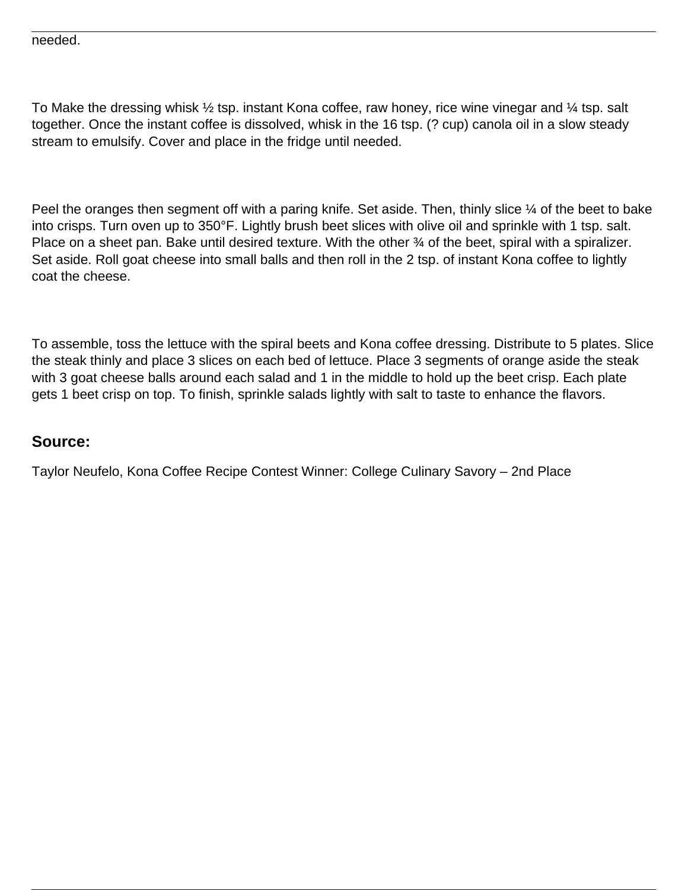needed.

To Make the dressing whisk ½ tsp. instant Kona coffee, raw honey, rice wine vinegar and ¼ tsp. salt together. Once the instant coffee is dissolved, whisk in the 16 tsp. (? cup) canola oil in a slow steady stream to emulsify. Cover and place in the fridge until needed.

Peel the oranges then segment off with a paring knife. Set aside. Then, thinly slice ¼ of the beet to bake into crisps. Turn oven up to 350°F. Lightly brush beet slices with olive oil and sprinkle with 1 tsp. salt. Place on a sheet pan. Bake until desired texture. With the other ¾ of the beet, spiral with a spiralizer. Set aside. Roll goat cheese into small balls and then roll in the 2 tsp. of instant Kona coffee to lightly coat the cheese.

To assemble, toss the lettuce with the spiral beets and Kona coffee dressing. Distribute to 5 plates. Slice the steak thinly and place 3 slices on each bed of lettuce. Place 3 segments of orange aside the steak with 3 goat cheese balls around each salad and 1 in the middle to hold up the beet crisp. Each plate gets 1 beet crisp on top. To finish, sprinkle salads lightly with salt to taste to enhance the flavors.

## Source:

Taylor Neufelo, Kona Coffee Recipe Contest Winner: College Culinary Savory – 2nd Place